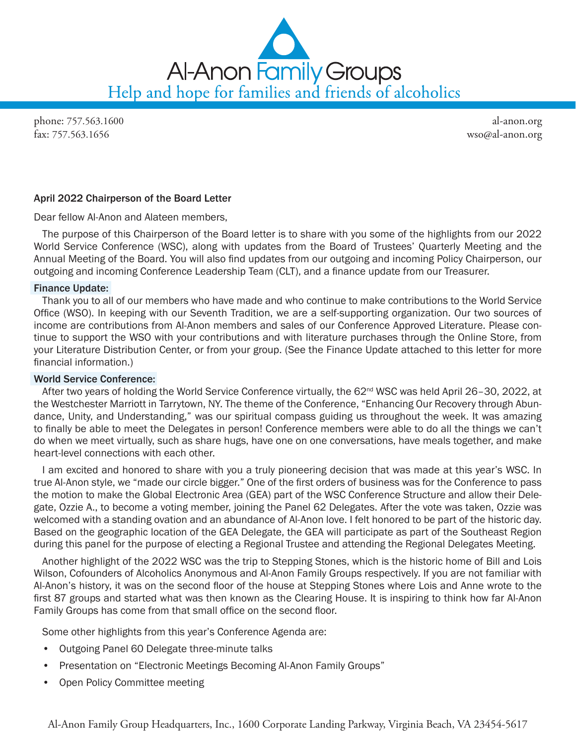# Al-Anon Family Groups

Help and hope for families and friends of alcoholics

phone: 757.563.1600
fax: 757.563.1656

al-anon.org
wso@al-anon.org

## April 2022 Chairperson of the Board Letter

Dear fellow Al-Anon and Alateen members,

The purpose of this Chairperson of the Board letter is to share with you some of the highlights from our 2022 World Service Conference (WSC), along with updates from the Board of Trustees' Quarterly Meeting and the Annual Meeting of the Board. You will also find updates from our outgoing and incoming Policy Chairperson, our outgoing and incoming Conference Leadership Team (CLT), and a finance update from our Treasurer.

### Finance Update:

Thank you to all of our members who have made and who continue to make contributions to the World Service Office (WSO). In keeping with our Seventh Tradition, we are a self-supporting organization. Our two sources of income are contributions from Al-Anon members and sales of our Conference Approved Literature. Please continue to support the WSO with your contributions and with literature purchases through the Online Store, from your Literature Distribution Center, or from your group. (See the Finance Update attached to this letter for more financial information.)

### World Service Conference:

After two years of holding the World Service Conference virtually, the 62nd WSC was held April 26–30, 2022, at the Westchester Marriott in Tarrytown, NY. The theme of the Conference, "Enhancing Our Recovery through Abundance, Unity, and Understanding," was our spiritual compass guiding us throughout the week. It was amazing to finally be able to meet the Delegates in person! Conference members were able to do all the things we can't do when we meet virtually, such as share hugs, have one on one conversations, have meals together, and make heart-level connections with each other.

I am excited and honored to share with you a truly pioneering decision that was made at this year's WSC. In true Al-Anon style, we "made our circle bigger." One of the first orders of business was for the Conference to pass the motion to make the Global Electronic Area (GEA) part of the WSC Conference Structure and allow their Delegate, Ozzie A., to become a voting member, joining the Panel 62 Delegates. After the vote was taken, Ozzie was welcomed with a standing ovation and an abundance of Al-Anon love. I felt honored to be part of the historic day. Based on the geographic location of the GEA Delegate, the GEA will participate as part of the Southeast Region during this panel for the purpose of electing a Regional Trustee and attending the Regional Delegates Meeting.

Another highlight of the 2022 WSC was the trip to Stepping Stones, which is the historic home of Bill and Lois Wilson, Cofounders of Alcoholics Anonymous and Al-Anon Family Groups respectively. If you are not familiar with Al-Anon's history, it was on the second floor of the house at Stepping Stones where Lois and Anne wrote to the first 87 groups and started what was then known as the Clearing House. It is inspiring to think how far Al-Anon Family Groups has come from that small office on the second floor.

Some other highlights from this year's Conference Agenda are:

- Outgoing Panel 60 Delegate three-minute talks
- Presentation on "Electronic Meetings Becoming Al-Anon Family Groups"
- Open Policy Committee meeting

Al-Anon Family Group Headquarters, Inc., 1600 Corporate Landing Parkway, Virginia Beach, VA 23454-5617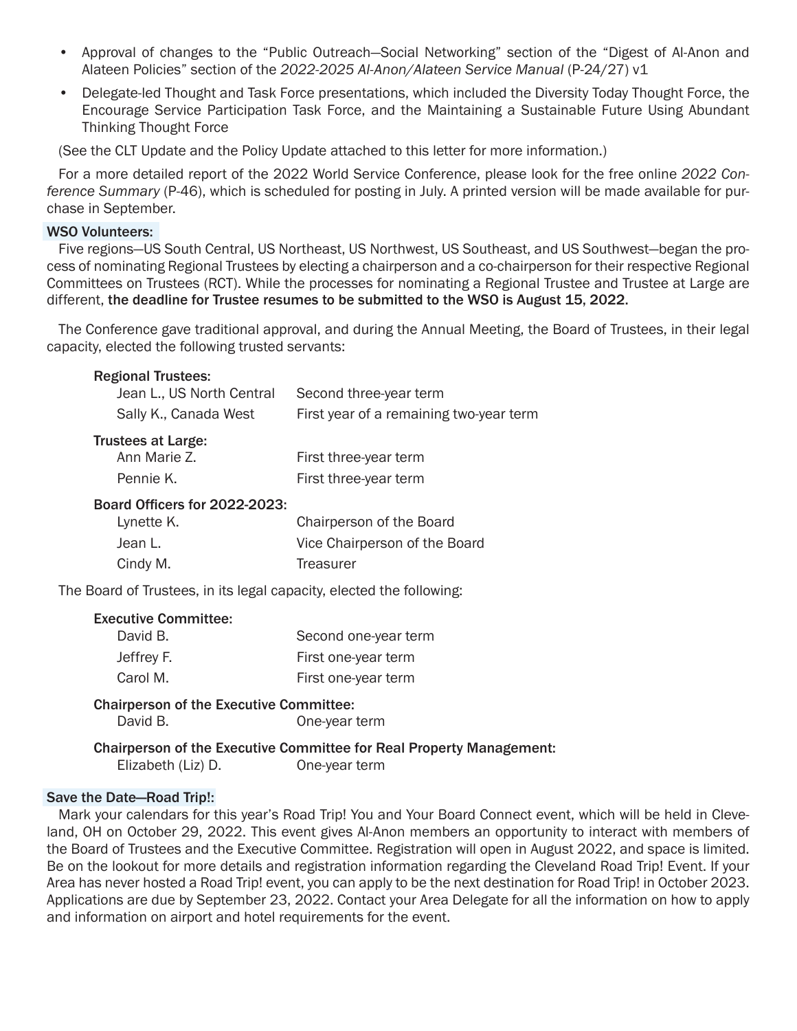- Approval of changes to the "Public Outreach—Social Networking" section of the "Digest of Al-Anon and Alateen Policies" section of the *2022-2025 Al-Anon/Alateen Service Manual* (P-24/27) v1
- Delegate-led Thought and Task Force presentations, which included the Diversity Today Thought Force, the Encourage Service Participation Task Force, and the Maintaining a Sustainable Future Using Abundant Thinking Thought Force

(See the CLT Update and the Policy Update attached to this letter for more information.)

For a more detailed report of the 2022 World Service Conference, please look for the free online *2022 Conference Summary* (P-46), which is scheduled for posting in July. A printed version will be made available for purchase in September.

**WSO Volunteers:**

Five regions—US South Central, US Northeast, US Northwest, US Southeast, and US Southwest—began the process of nominating Regional Trustees by electing a chairperson and a co-chairperson for their respective Regional Committees on Trustees (RCT). While the processes for nominating a Regional Trustee and Trustee at Large are different, **the deadline for Trustee resumes to be submitted to the WSO is August 15, 2022.**

The Conference gave traditional approval, and during the Annual Meeting, the Board of Trustees, in their legal capacity, elected the following trusted servants:

**Regional Trustees:**

| | |
|---|---|
| Jean L., US North Central | Second three-year term |
| Sally K., Canada West | First year of a remaining two-year term |

**Trustees at Large:**

| | |
|---|---|
| Ann Marie Z. | First three-year term |
| Pennie K. | First three-year term |

**Board Officers for 2022-2023:**

| | |
|---|---|
| Lynette K. | Chairperson of the Board |
| Jean L. | Vice Chairperson of the Board |
| Cindy M. | Treasurer |

The Board of Trustees, in its legal capacity, elected the following:

**Executive Committee:**

| | |
|---|---|
| David B. | Second one-year term |
| Jeffrey F. | First one-year term |
| Carol M. | First one-year term |

**Chairperson of the Executive Committee:**

| | |
|---|---|
| David B. | One-year term |

**Chairperson of the Executive Committee for Real Property Management:**

| | |
|---|---|
| Elizabeth (Liz) D. | One-year term |

**Save the Date—Road Trip!:**

Mark your calendars for this year's Road Trip! You and Your Board Connect event, which will be held in Cleveland, OH on October 29, 2022. This event gives Al-Anon members an opportunity to interact with members of the Board of Trustees and the Executive Committee. Registration will open in August 2022, and space is limited. Be on the lookout for more details and registration information regarding the Cleveland Road Trip! Event. If your Area has never hosted a Road Trip! event, you can apply to be the next destination for Road Trip! in October 2023. Applications are due by September 23, 2022. Contact your Area Delegate for all the information on how to apply and information on airport and hotel requirements for the event.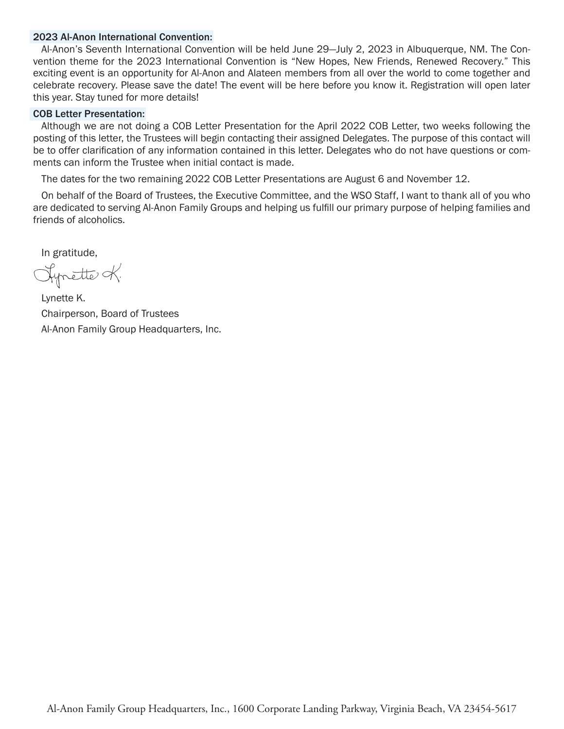## 2023 Al-Anon International Convention:

Al-Anon's Seventh International Convention will be held June 29—July 2, 2023 in Albuquerque, NM. The Convention theme for the 2023 International Convention is "New Hopes, New Friends, Renewed Recovery." This exciting event is an opportunity for Al-Anon and Alateen members from all over the world to come together and celebrate recovery. Please save the date! The event will be here before you know it. Registration will open later this year. Stay tuned for more details!

## COB Letter Presentation:

Although we are not doing a COB Letter Presentation for the April 2022 COB Letter, two weeks following the posting of this letter, the Trustees will begin contacting their assigned Delegates. The purpose of this contact will be to offer clarification of any information contained in this letter. Delegates who do not have questions or comments can inform the Trustee when initial contact is made.

The dates for the two remaining 2022 COB Letter Presentations are August 6 and November 12.

On behalf of the Board of Trustees, the Executive Committee, and the WSO Staff, I want to thank all of you who are dedicated to serving Al-Anon Family Groups and helping us fulfill our primary purpose of helping families and friends of alcoholics.

In gratitude,

Lynette K.

Lynette K.
Chairperson, Board of Trustees
Al-Anon Family Group Headquarters, Inc.